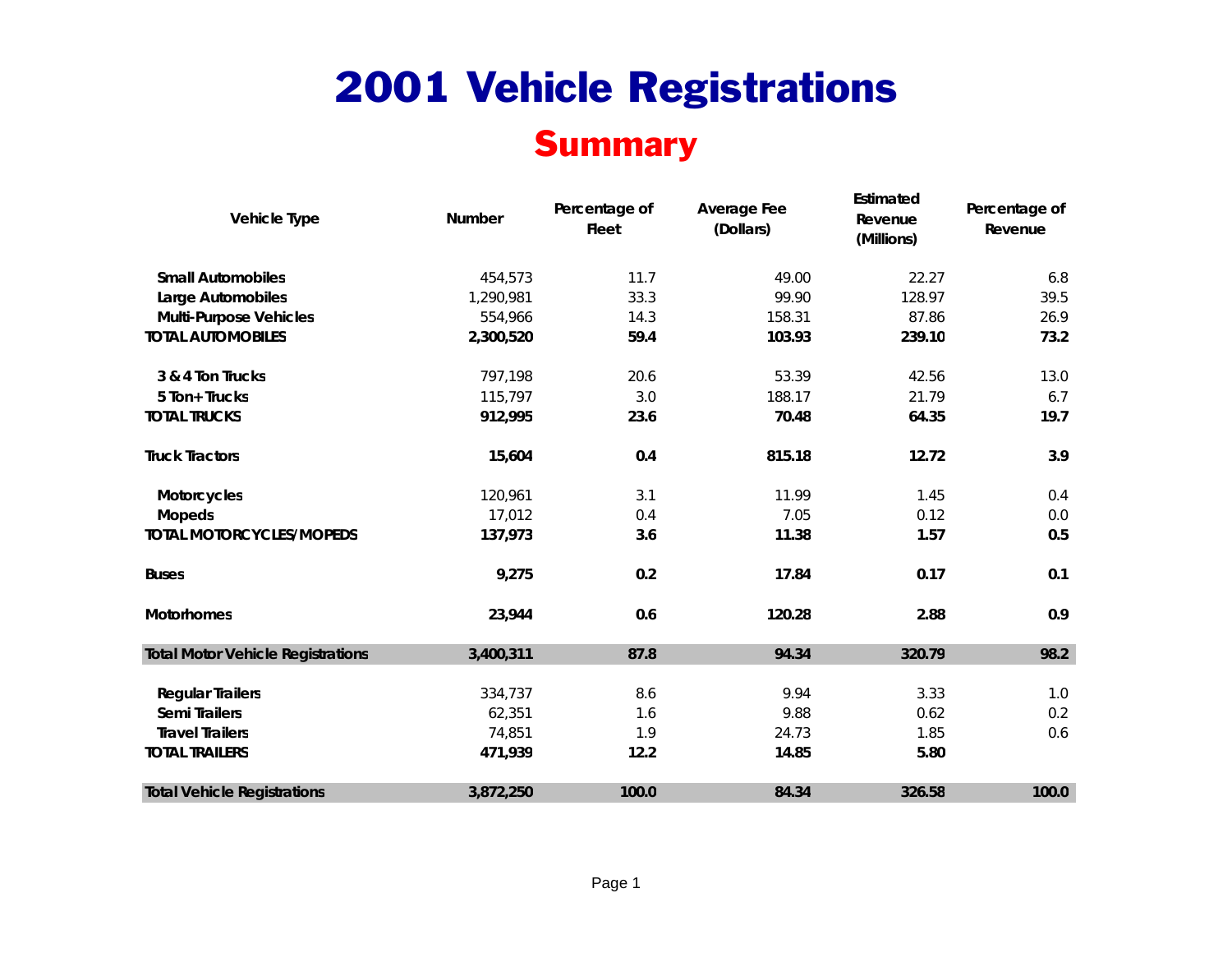# 2001 Vehicle Registrations

## Summary

| Vehicle Type | Number | Percentage of Fleet | Average Fee (Dollars) | Estimated Revenue (Millions) | Percentage of Revenue |
|---|---|---|---|---|---|
| Small Automobiles | 454,573 | 11.7 | 49.00 | 22.27 | 6.8 |
| Large Automobiles | 1,290,981 | 33.3 | 99.90 | 128.97 | 39.5 |
| Multi-Purpose Vehicles | 554,966 | 14.3 | 158.31 | 87.86 | 26.9 |
| **TOTAL AUTOMOBILES** | **2,300,520** | **59.4** | **103.93** | **239.10** | **73.2** |
| 3 & 4 Ton Trucks | 797,198 | 20.6 | 53.39 | 42.56 | 13.0 |
| 5 Ton+ Trucks | 115,797 | 3.0 | 188.17 | 21.79 | 6.7 |
| **TOTAL TRUCKS** | **912,995** | **23.6** | **70.48** | **64.35** | **19.7** |
| **Truck Tractors** | **15,604** | **0.4** | **815.18** | **12.72** | **3.9** |
| Motorcycles | 120,961 | 3.1 | 11.99 | 1.45 | 0.4 |
| Mopeds | 17,012 | 0.4 | 7.05 | 0.12 | 0.0 |
| **TOTAL MOTORCYCLES/MOPEDS** | **137,973** | **3.6** | **11.38** | **1.57** | **0.5** |
| **Buses** | **9,275** | **0.2** | **17.84** | **0.17** | **0.1** |
| **Motorhomes** | **23,944** | **0.6** | **120.28** | **2.88** | **0.9** |
| **Total Motor Vehicle Registrations** | **3,400,311** | **87.8** | **94.34** | **320.79** | **98.2** |
| Regular Trailers | 334,737 | 8.6 | 9.94 | 3.33 | 1.0 |
| Semi Trailers | 62,351 | 1.6 | 9.88 | 0.62 | 0.2 |
| Travel Trailers | 74,851 | 1.9 | 24.73 | 1.85 | 0.6 |
| **TOTAL TRAILERS** | **471,939** | **12.2** | **14.85** | **5.80** | |
| **Total Vehicle Registrations** | **3,872,250** | **100.0** | **84.34** | **326.58** | **100.0** |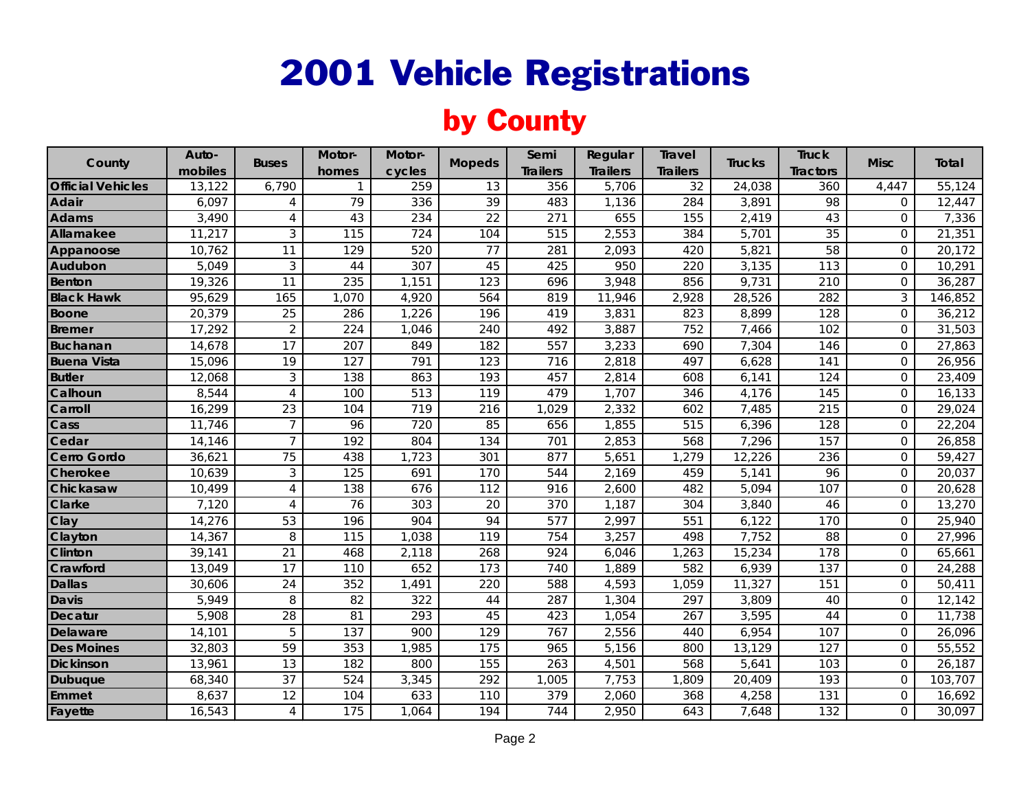# 2001 Vehicle Registrations

## by County

| County | Auto-mobiles | Buses | Motor-homes | Motor-cycles | Mopeds | Semi Trailers | Regular Trailers | Travel Trailers | Trucks | Truck Tractors | Misc | Total |
|---|---|---|---|---|---|---|---|---|---|---|---|---|
| **Official Vehicles** | 13,122 | 6,790 | 1 | 259 | 13 | 356 | 5,706 | 32 | 24,038 | 360 | 4,447 | 55,124 |
| **Adair** | 6,097 | 4 | 79 | 336 | 39 | 483 | 1,136 | 284 | 3,891 | 98 | 0 | 12,447 |
| **Adams** | 3,490 | 4 | 43 | 234 | 22 | 271 | 655 | 155 | 2,419 | 43 | 0 | 7,336 |
| **Allamakee** | 11,217 | 3 | 115 | 724 | 104 | 515 | 2,553 | 384 | 5,701 | 35 | 0 | 21,351 |
| **Appanoose** | 10,762 | 11 | 129 | 520 | 77 | 281 | 2,093 | 420 | 5,821 | 58 | 0 | 20,172 |
| **Audubon** | 5,049 | 3 | 44 | 307 | 45 | 425 | 950 | 220 | 3,135 | 113 | 0 | 10,291 |
| **Benton** | 19,326 | 11 | 235 | 1,151 | 123 | 696 | 3,948 | 856 | 9,731 | 210 | 0 | 36,287 |
| **Black Hawk** | 95,629 | 165 | 1,070 | 4,920 | 564 | 819 | 11,946 | 2,928 | 28,526 | 282 | 3 | 146,852 |
| **Boone** | 20,379 | 25 | 286 | 1,226 | 196 | 419 | 3,831 | 823 | 8,899 | 128 | 0 | 36,212 |
| **Bremer** | 17,292 | 2 | 224 | 1,046 | 240 | 492 | 3,887 | 752 | 7,466 | 102 | 0 | 31,503 |
| **Buchanan** | 14,678 | 17 | 207 | 849 | 182 | 557 | 3,233 | 690 | 7,304 | 146 | 0 | 27,863 |
| **Buena Vista** | 15,096 | 19 | 127 | 791 | 123 | 716 | 2,818 | 497 | 6,628 | 141 | 0 | 26,956 |
| **Butler** | 12,068 | 3 | 138 | 863 | 193 | 457 | 2,814 | 608 | 6,141 | 124 | 0 | 23,409 |
| **Calhoun** | 8,544 | 4 | 100 | 513 | 119 | 479 | 1,707 | 346 | 4,176 | 145 | 0 | 16,133 |
| **Carroll** | 16,299 | 23 | 104 | 719 | 216 | 1,029 | 2,332 | 602 | 7,485 | 215 | 0 | 29,024 |
| **Cass** | 11,746 | 7 | 96 | 720 | 85 | 656 | 1,855 | 515 | 6,396 | 128 | 0 | 22,204 |
| **Cedar** | 14,146 | 7 | 192 | 804 | 134 | 701 | 2,853 | 568 | 7,296 | 157 | 0 | 26,858 |
| **Cerro Gordo** | 36,621 | 75 | 438 | 1,723 | 301 | 877 | 5,651 | 1,279 | 12,226 | 236 | 0 | 59,427 |
| **Cherokee** | 10,639 | 3 | 125 | 691 | 170 | 544 | 2,169 | 459 | 5,141 | 96 | 0 | 20,037 |
| **Chickasaw** | 10,499 | 4 | 138 | 676 | 112 | 916 | 2,600 | 482 | 5,094 | 107 | 0 | 20,628 |
| **Clarke** | 7,120 | 4 | 76 | 303 | 20 | 370 | 1,187 | 304 | 3,840 | 46 | 0 | 13,270 |
| **Clay** | 14,276 | 53 | 196 | 904 | 94 | 577 | 2,997 | 551 | 6,122 | 170 | 0 | 25,940 |
| **Clayton** | 14,367 | 8 | 115 | 1,038 | 119 | 754 | 3,257 | 498 | 7,752 | 88 | 0 | 27,996 |
| **Clinton** | 39,141 | 21 | 468 | 2,118 | 268 | 924 | 6,046 | 1,263 | 15,234 | 178 | 0 | 65,661 |
| **Crawford** | 13,049 | 17 | 110 | 652 | 173 | 740 | 1,889 | 582 | 6,939 | 137 | 0 | 24,288 |
| **Dallas** | 30,606 | 24 | 352 | 1,491 | 220 | 588 | 4,593 | 1,059 | 11,327 | 151 | 0 | 50,411 |
| **Davis** | 5,949 | 8 | 82 | 322 | 44 | 287 | 1,304 | 297 | 3,809 | 40 | 0 | 12,142 |
| **Decatur** | 5,908 | 28 | 81 | 293 | 45 | 423 | 1,054 | 267 | 3,595 | 44 | 0 | 11,738 |
| **Delaware** | 14,101 | 5 | 137 | 900 | 129 | 767 | 2,556 | 440 | 6,954 | 107 | 0 | 26,096 |
| **Des Moines** | 32,803 | 59 | 353 | 1,985 | 175 | 965 | 5,156 | 800 | 13,129 | 127 | 0 | 55,552 |
| **Dickinson** | 13,961 | 13 | 182 | 800 | 155 | 263 | 4,501 | 568 | 5,641 | 103 | 0 | 26,187 |
| **Dubuque** | 68,340 | 37 | 524 | 3,345 | 292 | 1,005 | 7,753 | 1,809 | 20,409 | 193 | 0 | 103,707 |
| **Emmet** | 8,637 | 12 | 104 | 633 | 110 | 379 | 2,060 | 368 | 4,258 | 131 | 0 | 16,692 |
| **Fayette** | 16,543 | 4 | 175 | 1,064 | 194 | 744 | 2,950 | 643 | 7,648 | 132 | 0 | 30,097 |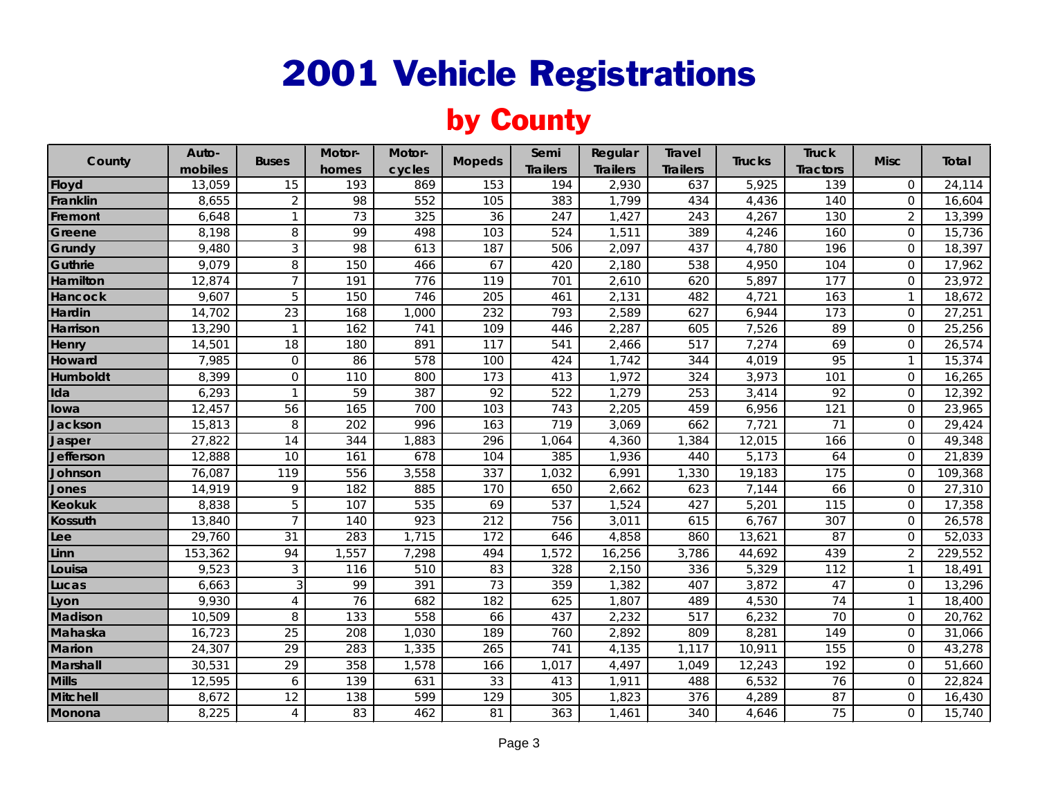# 2001 Vehicle Registrations

## by County

| County | Auto-mobiles | Buses | Motor-homes | Motor-cycles | Mopeds | Semi Trailers | Regular Trailers | Travel Trailers | Trucks | Truck Tractors | Misc | Total |
|---|---|---|---|---|---|---|---|---|---|---|---|---|
| Floyd | 13,059 | 15 | 193 | 869 | 153 | 194 | 2,930 | 637 | 5,925 | 139 | 0 | 24,114 |
| Franklin | 8,655 | 2 | 98 | 552 | 105 | 383 | 1,799 | 434 | 4,436 | 140 | 0 | 16,604 |
| Fremont | 6,648 | 1 | 73 | 325 | 36 | 247 | 1,427 | 243 | 4,267 | 130 | 2 | 13,399 |
| Greene | 8,198 | 8 | 99 | 498 | 103 | 524 | 1,511 | 389 | 4,246 | 160 | 0 | 15,736 |
| Grundy | 9,480 | 3 | 98 | 613 | 187 | 506 | 2,097 | 437 | 4,780 | 196 | 0 | 18,397 |
| Guthrie | 9,079 | 8 | 150 | 466 | 67 | 420 | 2,180 | 538 | 4,950 | 104 | 0 | 17,962 |
| Hamilton | 12,874 | 7 | 191 | 776 | 119 | 701 | 2,610 | 620 | 5,897 | 177 | 0 | 23,972 |
| Hancock | 9,607 | 5 | 150 | 746 | 205 | 461 | 2,131 | 482 | 4,721 | 163 | 1 | 18,672 |
| Hardin | 14,702 | 23 | 168 | 1,000 | 232 | 793 | 2,589 | 627 | 6,944 | 173 | 0 | 27,251 |
| Harrison | 13,290 | 1 | 162 | 741 | 109 | 446 | 2,287 | 605 | 7,526 | 89 | 0 | 25,256 |
| Henry | 14,501 | 18 | 180 | 891 | 117 | 541 | 2,466 | 517 | 7,274 | 69 | 0 | 26,574 |
| Howard | 7,985 | 0 | 86 | 578 | 100 | 424 | 1,742 | 344 | 4,019 | 95 | 1 | 15,374 |
| Humboldt | 8,399 | 0 | 110 | 800 | 173 | 413 | 1,972 | 324 | 3,973 | 101 | 0 | 16,265 |
| Ida | 6,293 | 1 | 59 | 387 | 92 | 522 | 1,279 | 253 | 3,414 | 92 | 0 | 12,392 |
| Iowa | 12,457 | 56 | 165 | 700 | 103 | 743 | 2,205 | 459 | 6,956 | 121 | 0 | 23,965 |
| Jackson | 15,813 | 8 | 202 | 996 | 163 | 719 | 3,069 | 662 | 7,721 | 71 | 0 | 29,424 |
| Jasper | 27,822 | 14 | 344 | 1,883 | 296 | 1,064 | 4,360 | 1,384 | 12,015 | 166 | 0 | 49,348 |
| Jefferson | 12,888 | 10 | 161 | 678 | 104 | 385 | 1,936 | 440 | 5,173 | 64 | 0 | 21,839 |
| Johnson | 76,087 | 119 | 556 | 3,558 | 337 | 1,032 | 6,991 | 1,330 | 19,183 | 175 | 0 | 109,368 |
| Jones | 14,919 | 9 | 182 | 885 | 170 | 650 | 2,662 | 623 | 7,144 | 66 | 0 | 27,310 |
| Keokuk | 8,838 | 5 | 107 | 535 | 69 | 537 | 1,524 | 427 | 5,201 | 115 | 0 | 17,358 |
| Kossuth | 13,840 | 7 | 140 | 923 | 212 | 756 | 3,011 | 615 | 6,767 | 307 | 0 | 26,578 |
| Lee | 29,760 | 31 | 283 | 1,715 | 172 | 646 | 4,858 | 860 | 13,621 | 87 | 0 | 52,033 |
| Linn | 153,362 | 94 | 1,557 | 7,298 | 494 | 1,572 | 16,256 | 3,786 | 44,692 | 439 | 2 | 229,552 |
| Louisa | 9,523 | 3 | 116 | 510 | 83 | 328 | 2,150 | 336 | 5,329 | 112 | 1 | 18,491 |
| Lucas | 6,663 | 3 | 99 | 391 | 73 | 359 | 1,382 | 407 | 3,872 | 47 | 0 | 13,296 |
| Lyon | 9,930 | 4 | 76 | 682 | 182 | 625 | 1,807 | 489 | 4,530 | 74 | 1 | 18,400 |
| Madison | 10,509 | 8 | 133 | 558 | 66 | 437 | 2,232 | 517 | 6,232 | 70 | 0 | 20,762 |
| Mahaska | 16,723 | 25 | 208 | 1,030 | 189 | 760 | 2,892 | 809 | 8,281 | 149 | 0 | 31,066 |
| Marion | 24,307 | 29 | 283 | 1,335 | 265 | 741 | 4,135 | 1,117 | 10,911 | 155 | 0 | 43,278 |
| Marshall | 30,531 | 29 | 358 | 1,578 | 166 | 1,017 | 4,497 | 1,049 | 12,243 | 192 | 0 | 51,660 |
| Mills | 12,595 | 6 | 139 | 631 | 33 | 413 | 1,911 | 488 | 6,532 | 76 | 0 | 22,824 |
| Mitchell | 8,672 | 12 | 138 | 599 | 129 | 305 | 1,823 | 376 | 4,289 | 87 | 0 | 16,430 |
| Monona | 8,225 | 4 | 83 | 462 | 81 | 363 | 1,461 | 340 | 4,646 | 75 | 0 | 15,740 |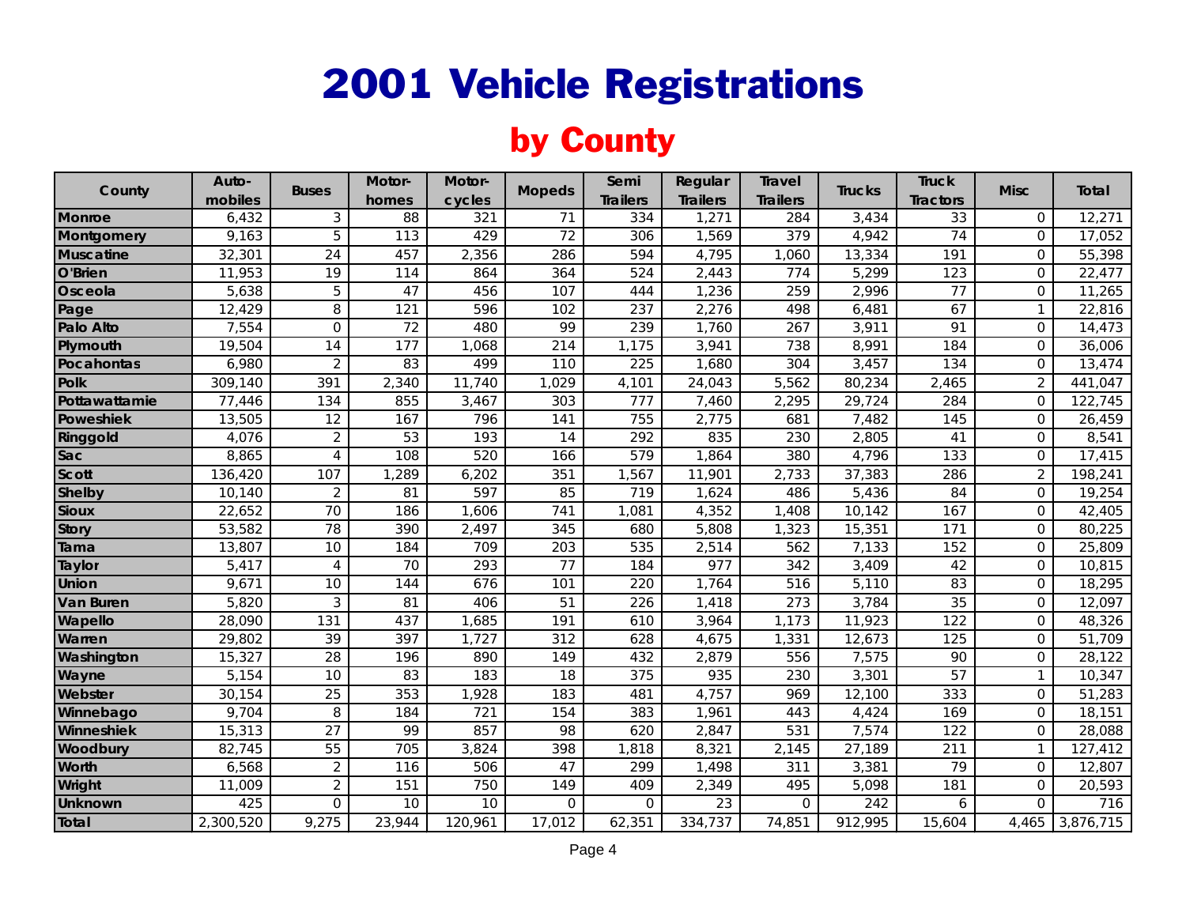# 2001 Vehicle Registrations

## by County

| County | Auto-mobiles | Buses | Motor-homes | Motor-cycles | Mopeds | Semi Trailers | Regular Trailers | Travel Trailers | Trucks | Truck Tractors | Misc | Total |
|---|---|---|---|---|---|---|---|---|---|---|---|---|
| Monroe | 6,432 | 3 | 88 | 321 | 71 | 334 | 1,271 | 284 | 3,434 | 33 | 0 | 12,271 |
| Montgomery | 9,163 | 5 | 113 | 429 | 72 | 306 | 1,569 | 379 | 4,942 | 74 | 0 | 17,052 |
| Muscatine | 32,301 | 24 | 457 | 2,356 | 286 | 594 | 4,795 | 1,060 | 13,334 | 191 | 0 | 55,398 |
| O'Brien | 11,953 | 19 | 114 | 864 | 364 | 524 | 2,443 | 774 | 5,299 | 123 | 0 | 22,477 |
| Osceola | 5,638 | 5 | 47 | 456 | 107 | 444 | 1,236 | 259 | 2,996 | 77 | 0 | 11,265 |
| Page | 12,429 | 8 | 121 | 596 | 102 | 237 | 2,276 | 498 | 6,481 | 67 | 1 | 22,816 |
| Palo Alto | 7,554 | 0 | 72 | 480 | 99 | 239 | 1,760 | 267 | 3,911 | 91 | 0 | 14,473 |
| Plymouth | 19,504 | 14 | 177 | 1,068 | 214 | 1,175 | 3,941 | 738 | 8,991 | 184 | 0 | 36,006 |
| Pocahontas | 6,980 | 2 | 83 | 499 | 110 | 225 | 1,680 | 304 | 3,457 | 134 | 0 | 13,474 |
| Polk | 309,140 | 391 | 2,340 | 11,740 | 1,029 | 4,101 | 24,043 | 5,562 | 80,234 | 2,465 | 2 | 441,047 |
| Pottawattamie | 77,446 | 134 | 855 | 3,467 | 303 | 777 | 7,460 | 2,295 | 29,724 | 284 | 0 | 122,745 |
| Poweshiek | 13,505 | 12 | 167 | 796 | 141 | 755 | 2,775 | 681 | 7,482 | 145 | 0 | 26,459 |
| Ringgold | 4,076 | 2 | 53 | 193 | 14 | 292 | 835 | 230 | 2,805 | 41 | 0 | 8,541 |
| Sac | 8,865 | 4 | 108 | 520 | 166 | 579 | 1,864 | 380 | 4,796 | 133 | 0 | 17,415 |
| Scott | 136,420 | 107 | 1,289 | 6,202 | 351 | 1,567 | 11,901 | 2,733 | 37,383 | 286 | 2 | 198,241 |
| Shelby | 10,140 | 2 | 81 | 597 | 85 | 719 | 1,624 | 486 | 5,436 | 84 | 0 | 19,254 |
| Sioux | 22,652 | 70 | 186 | 1,606 | 741 | 1,081 | 4,352 | 1,408 | 10,142 | 167 | 0 | 42,405 |
| Story | 53,582 | 78 | 390 | 2,497 | 345 | 680 | 5,808 | 1,323 | 15,351 | 171 | 0 | 80,225 |
| Tama | 13,807 | 10 | 184 | 709 | 203 | 535 | 2,514 | 562 | 7,133 | 152 | 0 | 25,809 |
| Taylor | 5,417 | 4 | 70 | 293 | 77 | 184 | 977 | 342 | 3,409 | 42 | 0 | 10,815 |
| Union | 9,671 | 10 | 144 | 676 | 101 | 220 | 1,764 | 516 | 5,110 | 83 | 0 | 18,295 |
| Van Buren | 5,820 | 3 | 81 | 406 | 51 | 226 | 1,418 | 273 | 3,784 | 35 | 0 | 12,097 |
| Wapello | 28,090 | 131 | 437 | 1,685 | 191 | 610 | 3,964 | 1,173 | 11,923 | 122 | 0 | 48,326 |
| Warren | 29,802 | 39 | 397 | 1,727 | 312 | 628 | 4,675 | 1,331 | 12,673 | 125 | 0 | 51,709 |
| Washington | 15,327 | 28 | 196 | 890 | 149 | 432 | 2,879 | 556 | 7,575 | 90 | 0 | 28,122 |
| Wayne | 5,154 | 10 | 83 | 183 | 18 | 375 | 935 | 230 | 3,301 | 57 | 1 | 10,347 |
| Webster | 30,154 | 25 | 353 | 1,928 | 183 | 481 | 4,757 | 969 | 12,100 | 333 | 0 | 51,283 |
| Winnebago | 9,704 | 8 | 184 | 721 | 154 | 383 | 1,961 | 443 | 4,424 | 169 | 0 | 18,151 |
| Winneshiek | 15,313 | 27 | 99 | 857 | 98 | 620 | 2,847 | 531 | 7,574 | 122 | 0 | 28,088 |
| Woodbury | 82,745 | 55 | 705 | 3,824 | 398 | 1,818 | 8,321 | 2,145 | 27,189 | 211 | 1 | 127,412 |
| Worth | 6,568 | 2 | 116 | 506 | 47 | 299 | 1,498 | 311 | 3,381 | 79 | 0 | 12,807 |
| Wright | 11,009 | 2 | 151 | 750 | 149 | 409 | 2,349 | 495 | 5,098 | 181 | 0 | 20,593 |
| Unknown | 425 | 0 | 10 | 10 | 0 | 0 | 23 | 0 | 242 | 6 | 0 | 716 |
| Total | 2,300,520 | 9,275 | 23,944 | 120,961 | 17,012 | 62,351 | 334,737 | 74,851 | 912,995 | 15,604 | 4,465 | 3,876,715 |